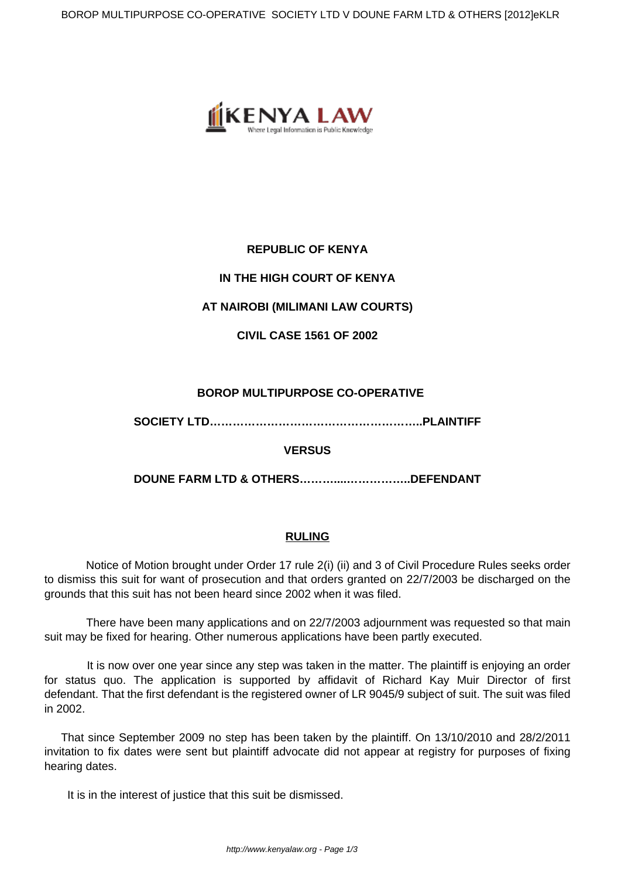**REPUBLIC OF KENYA**

**IN THE HIGH COURT OF KENYA**

**AT NAIROBI (MILIMANI LAW COURTS)**

**CIVIL CASE 1561 OF 2002**

**BOROP MULTIPURPOSE CO-OPERATIVE**

**SOCIETY LTD………………………………………………..PLAINTIFF**

**VERSUS**

**DOUNE FARM LTD & OTHERS………...……………..DEFENDANT**

## RULING

Notice of Motion brought under Order 17 rule 2(i) (ii) and 3 of Civil Procedure Rules seeks order to dismiss this suit for want of prosecution and that orders granted on 22/7/2003 be discharged on the grounds that this suit has not been heard since 2002 when it was filed.

There have been many applications and on 22/7/2003 adjournment was requested so that main suit may be fixed for hearing. Other numerous applications have been partly executed.

It is now over one year since any step was taken in the matter. The plaintiff is enjoying an order for status quo. The application is supported by affidavit of Richard Kay Muir Director of first defendant. That the first defendant is the registered owner of LR 9045/9 subject of suit. The suit was filed in 2002.

That since September 2009 no step has been taken by the plaintiff. On 13/10/2010 and 28/2/2011 invitation to fix dates were sent but plaintiff advocate did not appear at registry for purposes of fixing hearing dates.

It is in the interest of justice that this suit be dismissed.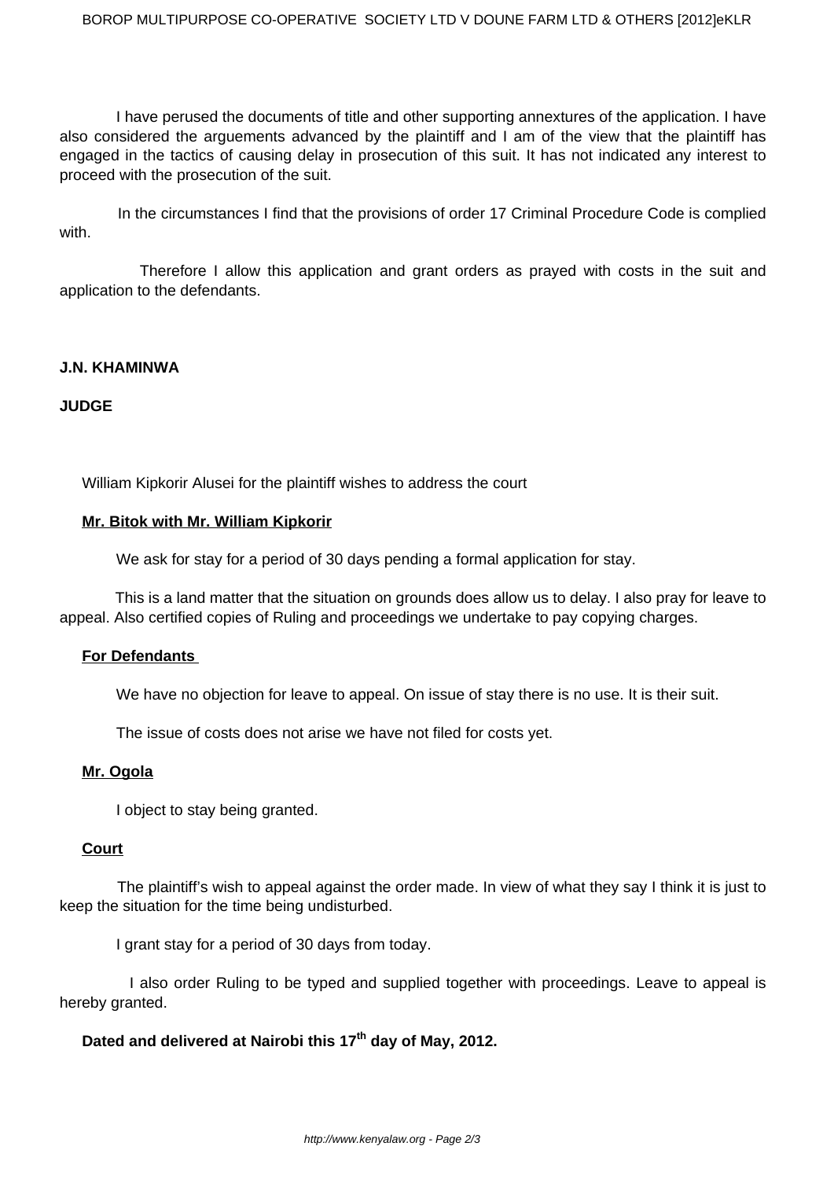I have perused the documents of title and other supporting annextures of the application. I have also considered the arguements advanced by the plaintiff and I am of the view that the plaintiff has engaged in the tactics of causing delay in prosecution of this suit. It has not indicated any interest to proceed with the prosecution of the suit.

In the circumstances I find that the provisions of order 17 Criminal Procedure Code is complied with.

Therefore I allow this application and grant orders as prayed with costs in the suit and application to the defendants.

**J.N. KHAMINWA**

**JUDGE**

William Kipkorir Alusei for the plaintiff wishes to address the court

**<u>Mr. Bitok with Mr. William Kipkorir</u>**

We ask for stay for a period of 30 days pending a formal application for stay.

This is a land matter that the situation on grounds does allow us to delay. I also pray for leave to appeal. Also certified copies of Ruling and proceedings we undertake to pay copying charges.

**<u>For Defendants</u>**

We have no objection for leave to appeal. On issue of stay there is no use. It is their suit.

The issue of costs does not arise we have not filed for costs yet.

**<u>Mr. Ogola</u>**

I object to stay being granted.

**<u>Court</u>**

The plaintiff's wish to appeal against the order made. In view of what they say I think it is just to keep the situation for the time being undisturbed.

I grant stay for a period of 30 days from today.

I also order Ruling to be typed and supplied together with proceedings. Leave to appeal is hereby granted.

**Dated and delivered at Nairobi this 17th day of May, 2012.**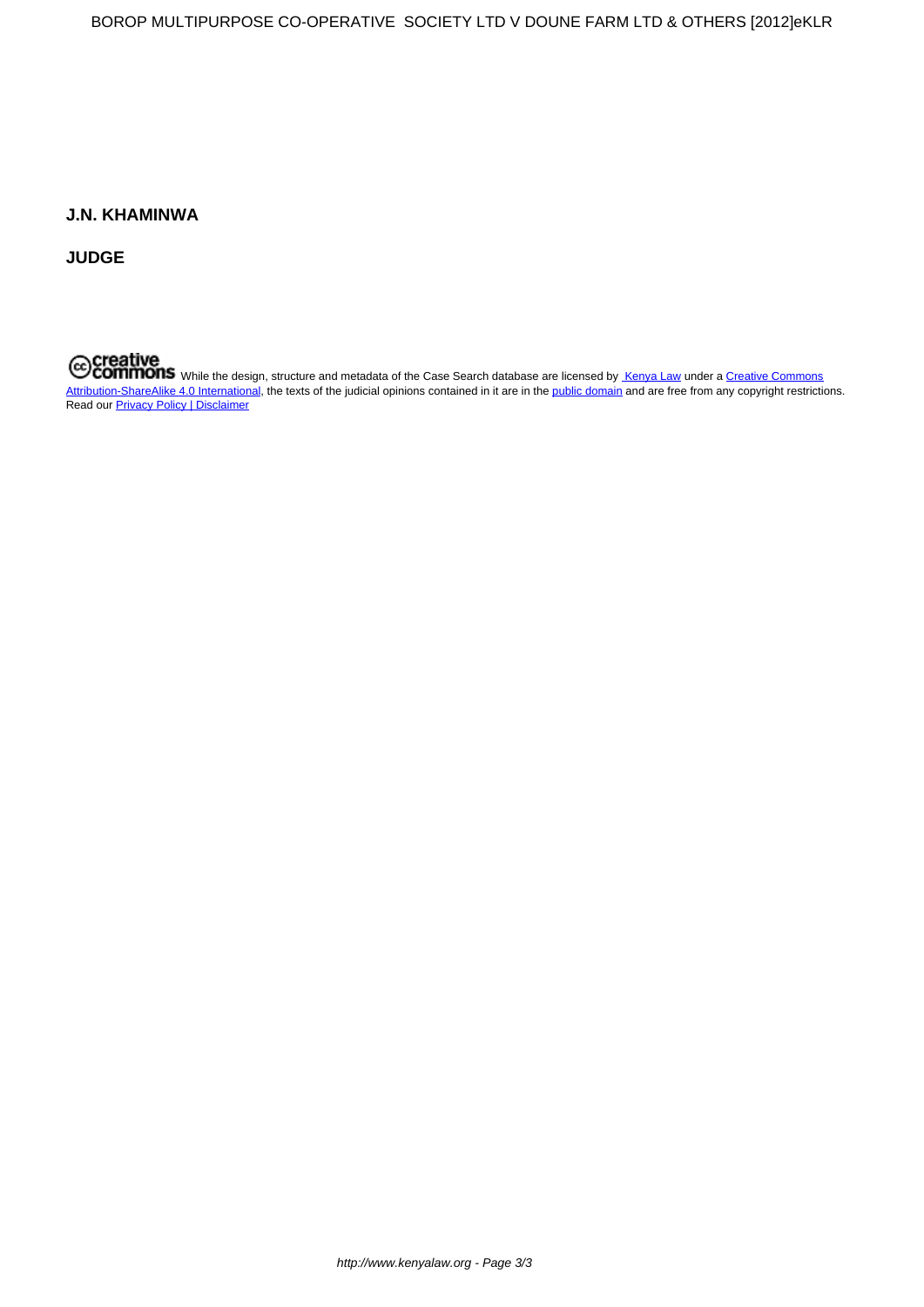**J.N. KHAMINWA**

**JUDGE**

While the design, structure and metadata of the Case Search database are licensed by Kenya Law under a Creative Commons Attribution-ShareAlike 4.0 International, the texts of the judicial opinions contained in it are in the public domain and are free from any copyright restrictions. Read our Privacy Policy | Disclaimer